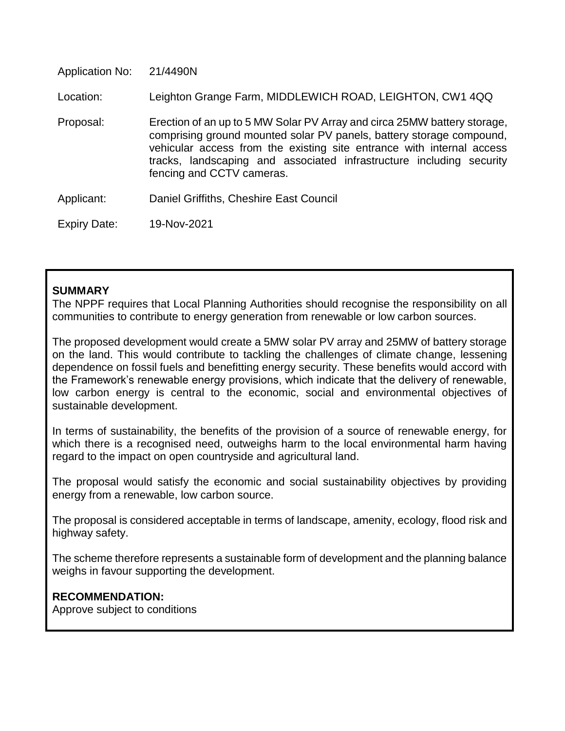| | |
|---|---|
| Application No: | 21/4490N |
| Location: | Leighton Grange Farm, MIDDLEWICH ROAD, LEIGHTON, CW1 4QQ |
| Proposal: | Erection of an up to 5 MW Solar PV Array and circa 25MW battery storage, comprising ground mounted solar PV panels, battery storage compound, vehicular access from the existing site entrance with internal access tracks, landscaping and associated infrastructure including security fencing and CCTV cameras. |
| Applicant: | Daniel Griffiths, Cheshire East Council |
| Expiry Date: | 19-Nov-2021 |

**SUMMARY**

The NPPF requires that Local Planning Authorities should recognise the responsibility on all communities to contribute to energy generation from renewable or low carbon sources.

The proposed development would create a 5MW solar PV array and 25MW of battery storage on the land. This would contribute to tackling the challenges of climate change, lessening dependence on fossil fuels and benefitting energy security. These benefits would accord with the Framework's renewable energy provisions, which indicate that the delivery of renewable, low carbon energy is central to the economic, social and environmental objectives of sustainable development.

In terms of sustainability, the benefits of the provision of a source of renewable energy, for which there is a recognised need, outweighs harm to the local environmental harm having regard to the impact on open countryside and agricultural land.

The proposal would satisfy the economic and social sustainability objectives by providing energy from a renewable, low carbon source.

The proposal is considered acceptable in terms of landscape, amenity, ecology, flood risk and highway safety.

The scheme therefore represents a sustainable form of development and the planning balance weighs in favour supporting the development.

**RECOMMENDATION:**

Approve subject to conditions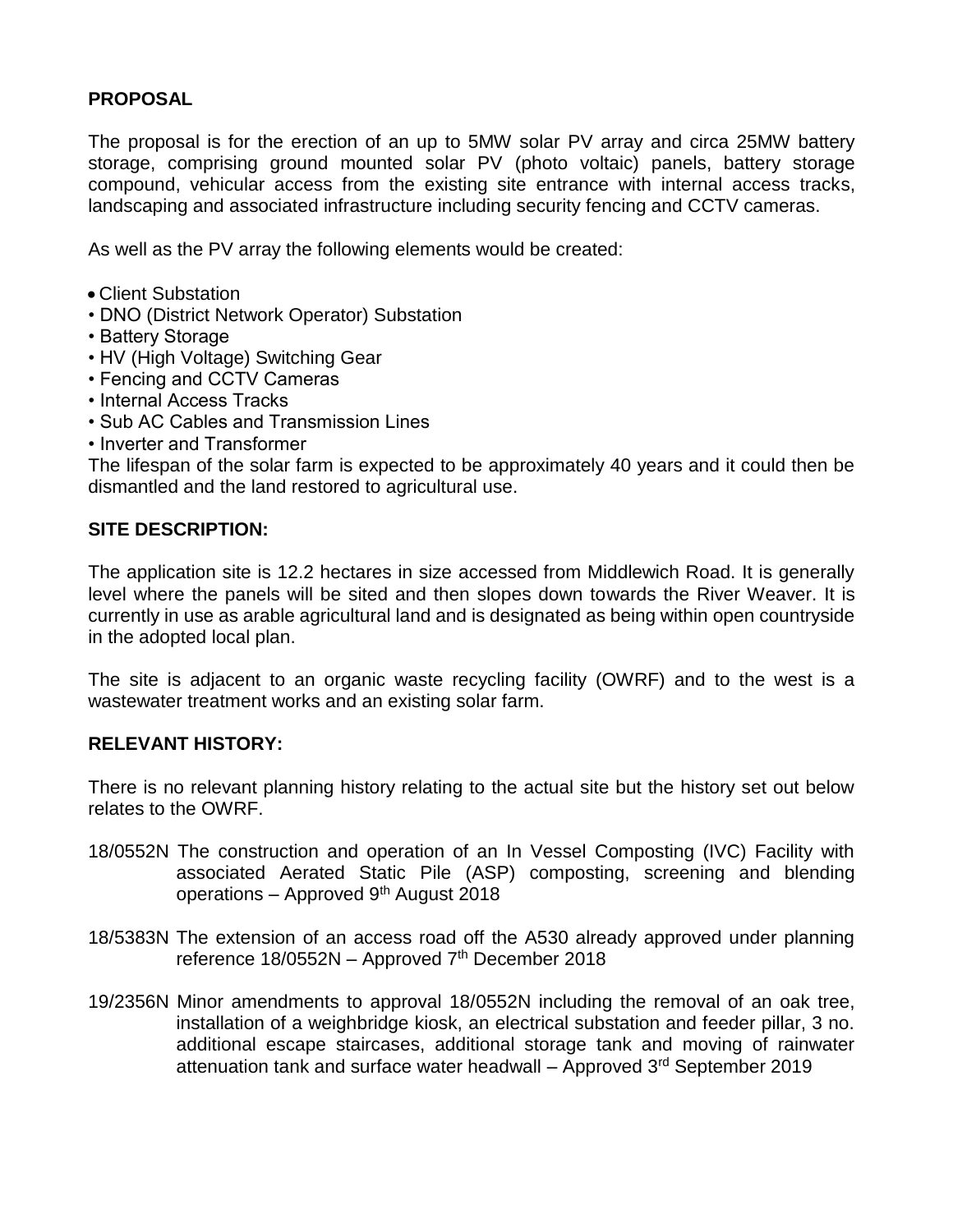**PROPOSAL**

The proposal is for the erection of an up to 5MW solar PV array and circa 25MW battery storage, comprising ground mounted solar PV (photo voltaic) panels, battery storage compound, vehicular access from the existing site entrance with internal access tracks, landscaping and associated infrastructure including security fencing and CCTV cameras.

As well as the PV array the following elements would be created:

- Client Substation
- DNO (District Network Operator) Substation
- Battery Storage
- HV (High Voltage) Switching Gear
- Fencing and CCTV Cameras
- Internal Access Tracks
- Sub AC Cables and Transmission Lines
- Inverter and Transformer

The lifespan of the solar farm is expected to be approximately 40 years and it could then be dismantled and the land restored to agricultural use.

**SITE DESCRIPTION:**

The application site is 12.2 hectares in size accessed from Middlewich Road. It is generally level where the panels will be sited and then slopes down towards the River Weaver. It is currently in use as arable agricultural land and is designated as being within open countryside in the adopted local plan.

The site is adjacent to an organic waste recycling facility (OWRF) and to the west is a wastewater treatment works and an existing solar farm.

**RELEVANT HISTORY:**

There is no relevant planning history relating to the actual site but the history set out below relates to the OWRF.

18/0552N The construction and operation of an In Vessel Composting (IVC) Facility with associated Aerated Static Pile (ASP) composting, screening and blending operations – Approved 9th August 2018

18/5383N The extension of an access road off the A530 already approved under planning reference 18/0552N – Approved 7th December 2018

19/2356N Minor amendments to approval 18/0552N including the removal of an oak tree, installation of a weighbridge kiosk, an electrical substation and feeder pillar, 3 no. additional escape staircases, additional storage tank and moving of rainwater attenuation tank and surface water headwall – Approved 3rd September 2019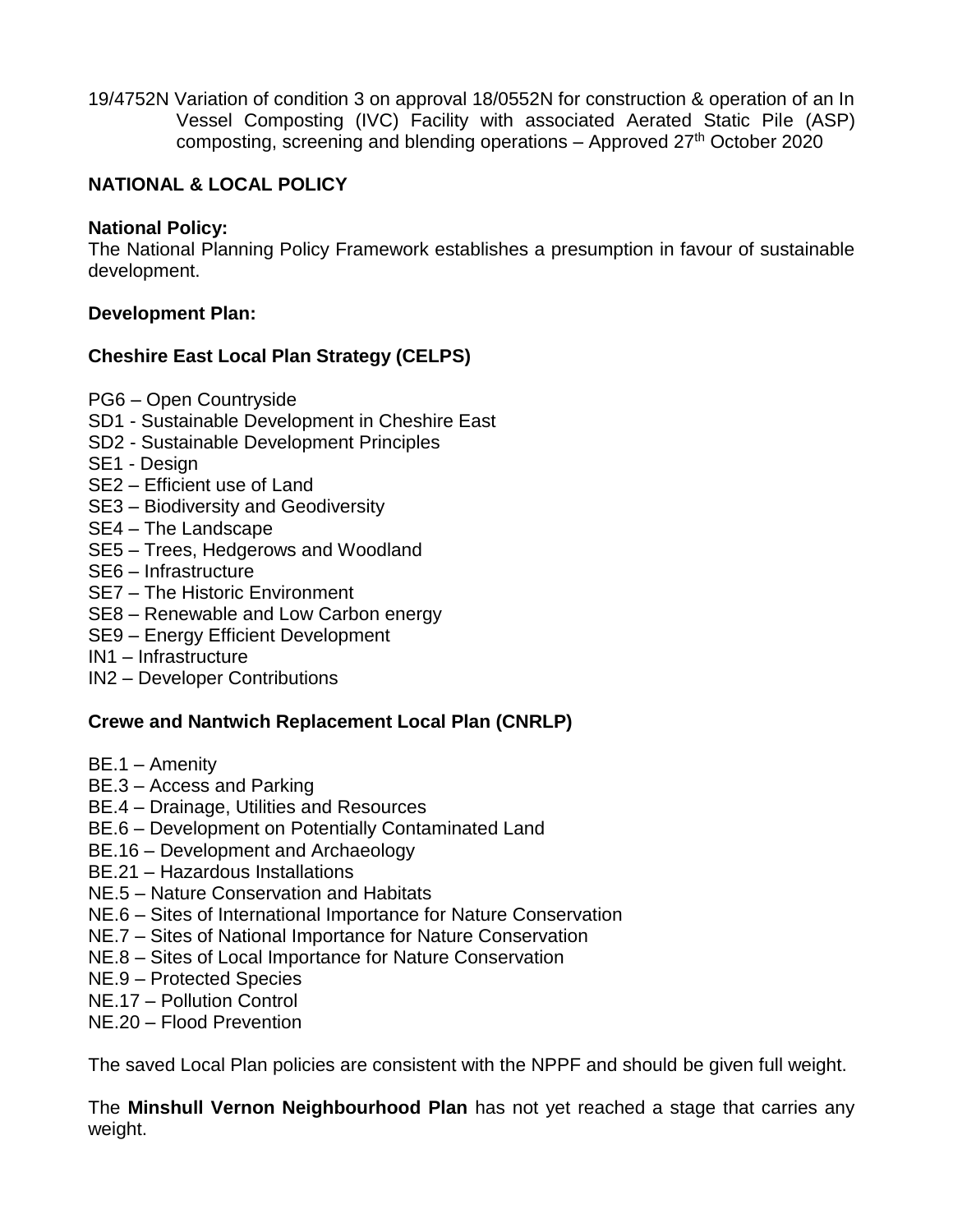19/4752N Variation of condition 3 on approval 18/0552N for construction & operation of an In Vessel Composting (IVC) Facility with associated Aerated Static Pile (ASP) composting, screening and blending operations – Approved 27th October 2020

## NATIONAL & LOCAL POLICY

**National Policy:**
The National Planning Policy Framework establishes a presumption in favour of sustainable development.

**Development Plan:**

### Cheshire East Local Plan Strategy (CELPS)

PG6 – Open Countryside
SD1 - Sustainable Development in Cheshire East
SD2 - Sustainable Development Principles
SE1 - Design
SE2 – Efficient use of Land
SE3 – Biodiversity and Geodiversity
SE4 – The Landscape
SE5 – Trees, Hedgerows and Woodland
SE6 – Infrastructure
SE7 – The Historic Environment
SE8 – Renewable and Low Carbon energy
SE9 – Energy Efficient Development
IN1 – Infrastructure
IN2 – Developer Contributions

### Crewe and Nantwich Replacement Local Plan (CNRLP)

BE.1 – Amenity
BE.3 – Access and Parking
BE.4 – Drainage, Utilities and Resources
BE.6 – Development on Potentially Contaminated Land
BE.16 – Development and Archaeology
BE.21 – Hazardous Installations
NE.5 – Nature Conservation and Habitats
NE.6 – Sites of International Importance for Nature Conservation
NE.7 – Sites of National Importance for Nature Conservation
NE.8 – Sites of Local Importance for Nature Conservation
NE.9 – Protected Species
NE.17 – Pollution Control
NE.20 – Flood Prevention

The saved Local Plan policies are consistent with the NPPF and should be given full weight.

The **Minshull Vernon Neighbourhood Plan** has not yet reached a stage that carries any weight.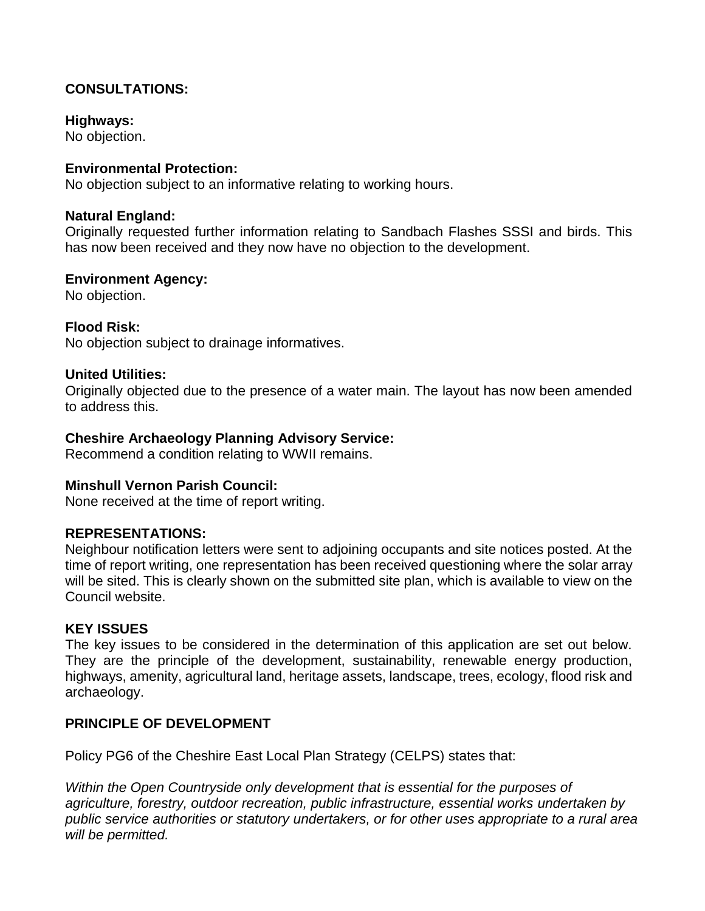## CONSULTATIONS:

**Highways:**
No objection.

**Environmental Protection:**
No objection subject to an informative relating to working hours.

**Natural England:**
Originally requested further information relating to Sandbach Flashes SSSI and birds. This has now been received and they now have no objection to the development.

**Environment Agency:**
No objection.

**Flood Risk:**
No objection subject to drainage informatives.

**United Utilities:**
Originally objected due to the presence of a water main. The layout has now been amended to address this.

**Cheshire Archaeology Planning Advisory Service:**
Recommend a condition relating to WWII remains.

**Minshull Vernon Parish Council:**
None received at the time of report writing.

## REPRESENTATIONS:

Neighbour notification letters were sent to adjoining occupants and site notices posted. At the time of report writing, one representation has been received questioning where the solar array will be sited. This is clearly shown on the submitted site plan, which is available to view on the Council website.

## KEY ISSUES

The key issues to be considered in the determination of this application are set out below. They are the principle of the development, sustainability, renewable energy production, highways, amenity, agricultural land, heritage assets, landscape, trees, ecology, flood risk and archaeology.

## PRINCIPLE OF DEVELOPMENT

Policy PG6 of the Cheshire East Local Plan Strategy (CELPS) states that:

*Within the Open Countryside only development that is essential for the purposes of agriculture, forestry, outdoor recreation, public infrastructure, essential works undertaken by public service authorities or statutory undertakers, or for other uses appropriate to a rural area will be permitted.*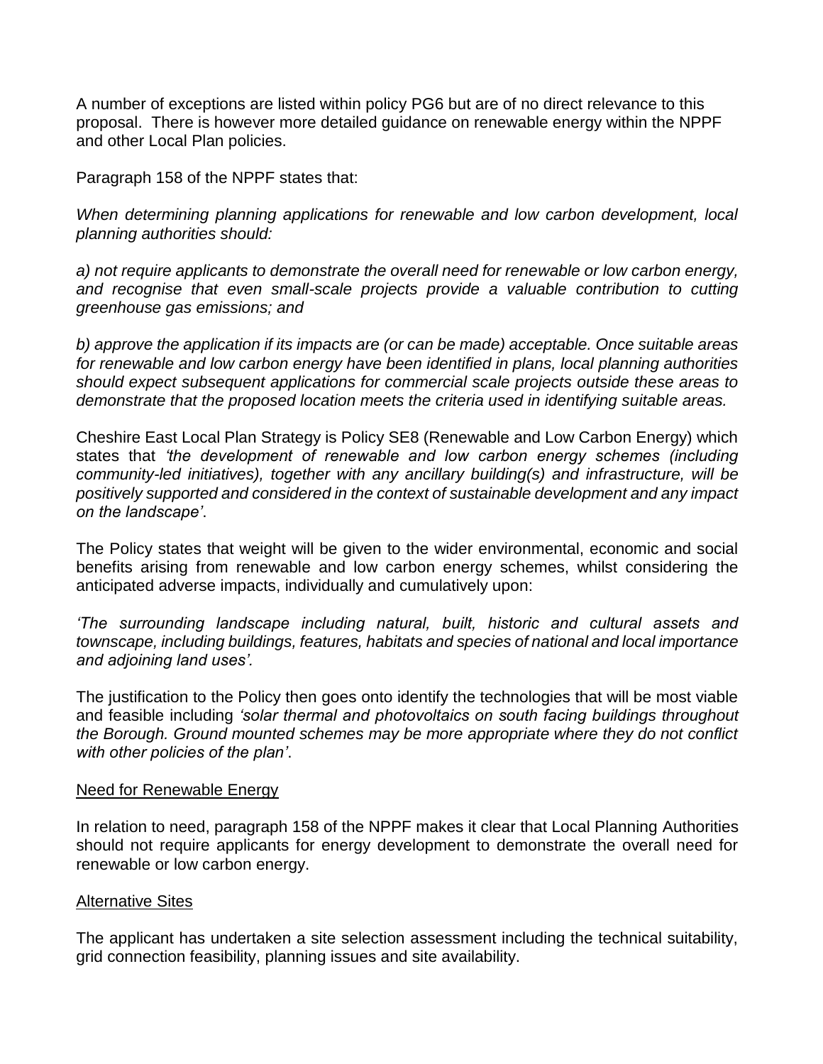A number of exceptions are listed within policy PG6 but are of no direct relevance to this proposal. There is however more detailed guidance on renewable energy within the NPPF and other Local Plan policies.

Paragraph 158 of the NPPF states that:

*When determining planning applications for renewable and low carbon development, local planning authorities should:*

*a) not require applicants to demonstrate the overall need for renewable or low carbon energy, and recognise that even small-scale projects provide a valuable contribution to cutting greenhouse gas emissions; and*

*b) approve the application if its impacts are (or can be made) acceptable. Once suitable areas for renewable and low carbon energy have been identified in plans, local planning authorities should expect subsequent applications for commercial scale projects outside these areas to demonstrate that the proposed location meets the criteria used in identifying suitable areas.*

Cheshire East Local Plan Strategy is Policy SE8 (Renewable and Low Carbon Energy) which states that *'the development of renewable and low carbon energy schemes (including community-led initiatives), together with any ancillary building(s) and infrastructure, will be positively supported and considered in the context of sustainable development and any impact on the landscape'*.

The Policy states that weight will be given to the wider environmental, economic and social benefits arising from renewable and low carbon energy schemes, whilst considering the anticipated adverse impacts, individually and cumulatively upon:

*'The surrounding landscape including natural, built, historic and cultural assets and townscape, including buildings, features, habitats and species of national and local importance and adjoining land uses'.*

The justification to the Policy then goes onto identify the technologies that will be most viable and feasible including *'solar thermal and photovoltaics on south facing buildings throughout the Borough. Ground mounted schemes may be more appropriate where they do not conflict with other policies of the plan'*.

<u>Need for Renewable Energy</u>

In relation to need, paragraph 158 of the NPPF makes it clear that Local Planning Authorities should not require applicants for energy development to demonstrate the overall need for renewable or low carbon energy.

<u>Alternative Sites</u>

The applicant has undertaken a site selection assessment including the technical suitability, grid connection feasibility, planning issues and site availability.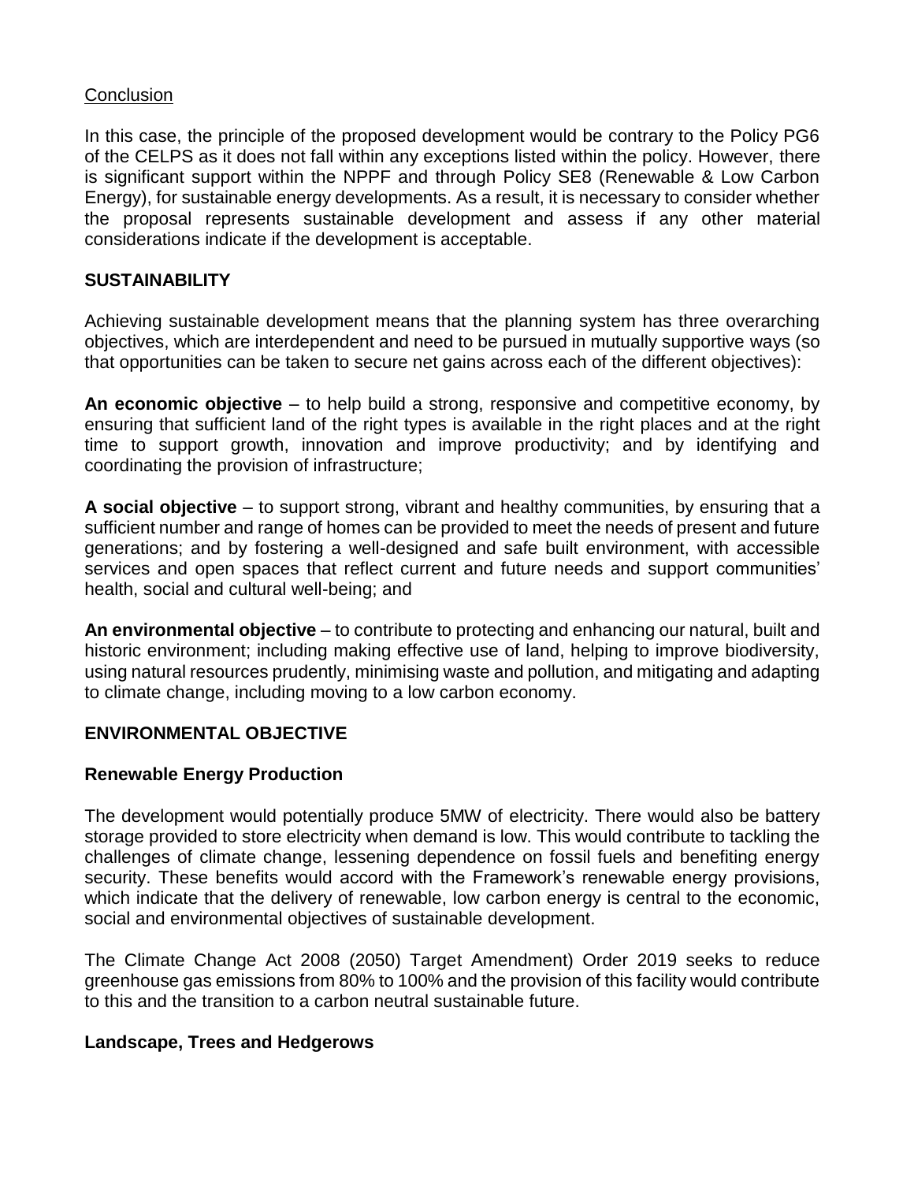Conclusion

In this case, the principle of the proposed development would be contrary to the Policy PG6 of the CELPS as it does not fall within any exceptions listed within the policy. However, there is significant support within the NPPF and through Policy SE8 (Renewable & Low Carbon Energy), for sustainable energy developments. As a result, it is necessary to consider whether the proposal represents sustainable development and assess if any other material considerations indicate if the development is acceptable.

## SUSTAINABILITY

Achieving sustainable development means that the planning system has three overarching objectives, which are interdependent and need to be pursued in mutually supportive ways (so that opportunities can be taken to secure net gains across each of the different objectives):

**An economic objective** – to help build a strong, responsive and competitive economy, by ensuring that sufficient land of the right types is available in the right places and at the right time to support growth, innovation and improve productivity; and by identifying and coordinating the provision of infrastructure;

**A social objective** – to support strong, vibrant and healthy communities, by ensuring that a sufficient number and range of homes can be provided to meet the needs of present and future generations; and by fostering a well-designed and safe built environment, with accessible services and open spaces that reflect current and future needs and support communities' health, social and cultural well-being; and

**An environmental objective** – to contribute to protecting and enhancing our natural, built and historic environment; including making effective use of land, helping to improve biodiversity, using natural resources prudently, minimising waste and pollution, and mitigating and adapting to climate change, including moving to a low carbon economy.

## ENVIRONMENTAL OBJECTIVE

### Renewable Energy Production

The development would potentially produce 5MW of electricity. There would also be battery storage provided to store electricity when demand is low. This would contribute to tackling the challenges of climate change, lessening dependence on fossil fuels and benefiting energy security. These benefits would accord with the Framework's renewable energy provisions, which indicate that the delivery of renewable, low carbon energy is central to the economic, social and environmental objectives of sustainable development.

The Climate Change Act 2008 (2050) Target Amendment) Order 2019 seeks to reduce greenhouse gas emissions from 80% to 100% and the provision of this facility would contribute to this and the transition to a carbon neutral sustainable future.

### Landscape, Trees and Hedgerows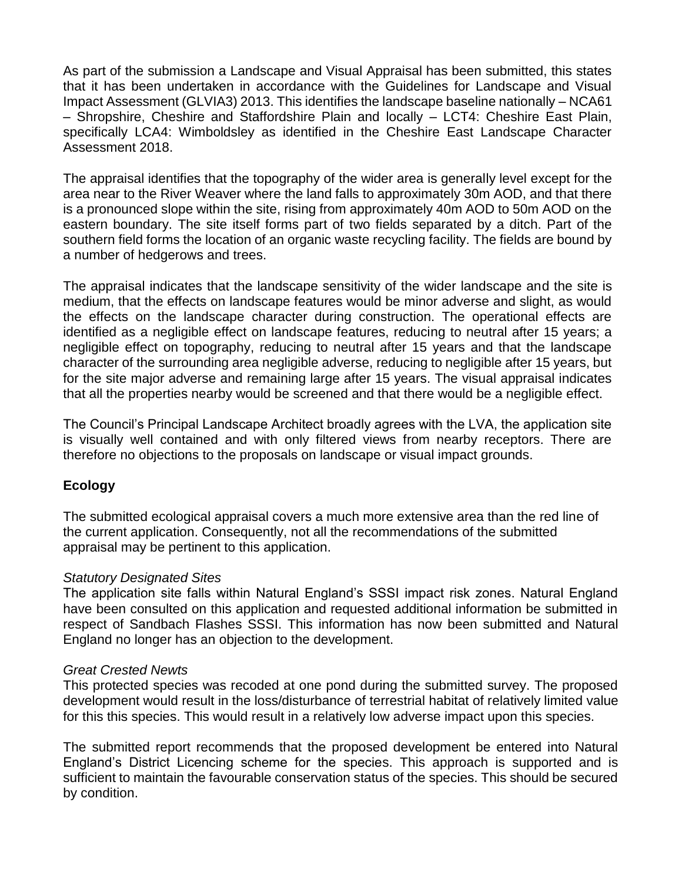As part of the submission a Landscape and Visual Appraisal has been submitted, this states that it has been undertaken in accordance with the Guidelines for Landscape and Visual Impact Assessment (GLVIA3) 2013. This identifies the landscape baseline nationally – NCA61 – Shropshire, Cheshire and Staffordshire Plain and locally – LCT4: Cheshire East Plain, specifically LCA4: Wimboldsley as identified in the Cheshire East Landscape Character Assessment 2018.

The appraisal identifies that the topography of the wider area is generally level except for the area near to the River Weaver where the land falls to approximately 30m AOD, and that there is a pronounced slope within the site, rising from approximately 40m AOD to 50m AOD on the eastern boundary. The site itself forms part of two fields separated by a ditch. Part of the southern field forms the location of an organic waste recycling facility. The fields are bound by a number of hedgerows and trees.

The appraisal indicates that the landscape sensitivity of the wider landscape and the site is medium, that the effects on landscape features would be minor adverse and slight, as would the effects on the landscape character during construction. The operational effects are identified as a negligible effect on landscape features, reducing to neutral after 15 years; a negligible effect on topography, reducing to neutral after 15 years and that the landscape character of the surrounding area negligible adverse, reducing to negligible after 15 years, but for the site major adverse and remaining large after 15 years. The visual appraisal indicates that all the properties nearby would be screened and that there would be a negligible effect.

The Council's Principal Landscape Architect broadly agrees with the LVA, the application site is visually well contained and with only filtered views from nearby receptors. There are therefore no objections to the proposals on landscape or visual impact grounds.

## Ecology

The submitted ecological appraisal covers a much more extensive area than the red line of the current application. Consequently, not all the recommendations of the submitted appraisal may be pertinent to this application.

*Statutory Designated Sites*

The application site falls within Natural England's SSSI impact risk zones. Natural England have been consulted on this application and requested additional information be submitted in respect of Sandbach Flashes SSSI. This information has now been submitted and Natural England no longer has an objection to the development.

*Great Crested Newts*

This protected species was recoded at one pond during the submitted survey. The proposed development would result in the loss/disturbance of terrestrial habitat of relatively limited value for this this species. This would result in a relatively low adverse impact upon this species.

The submitted report recommends that the proposed development be entered into Natural England's District Licencing scheme for the species. This approach is supported and is sufficient to maintain the favourable conservation status of the species. This should be secured by condition.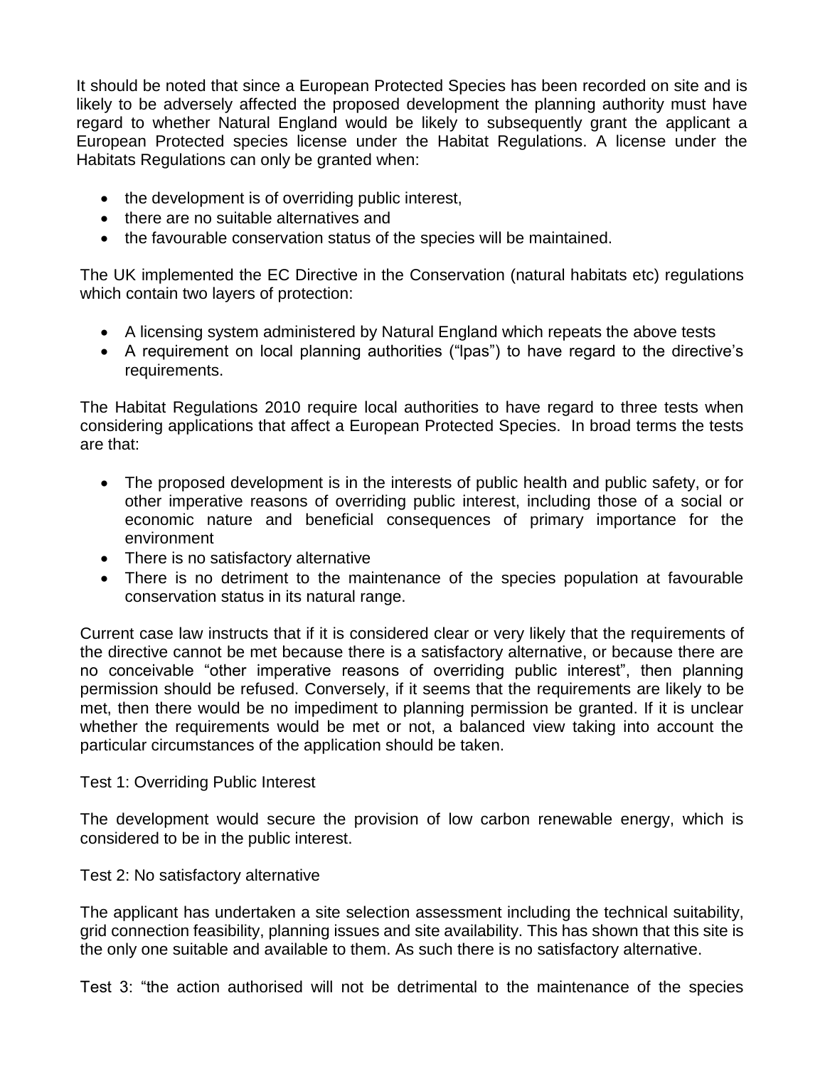It should be noted that since a European Protected Species has been recorded on site and is likely to be adversely affected the proposed development the planning authority must have regard to whether Natural England would be likely to subsequently grant the applicant a European Protected species license under the Habitat Regulations. A license under the Habitats Regulations can only be granted when:

- the development is of overriding public interest,
- there are no suitable alternatives and
- the favourable conservation status of the species will be maintained.

The UK implemented the EC Directive in the Conservation (natural habitats etc) regulations which contain two layers of protection:

- A licensing system administered by Natural England which repeats the above tests
- A requirement on local planning authorities ("lpas") to have regard to the directive's requirements.

The Habitat Regulations 2010 require local authorities to have regard to three tests when considering applications that affect a European Protected Species. In broad terms the tests are that:

- The proposed development is in the interests of public health and public safety, or for other imperative reasons of overriding public interest, including those of a social or economic nature and beneficial consequences of primary importance for the environment
- There is no satisfactory alternative
- There is no detriment to the maintenance of the species population at favourable conservation status in its natural range.

Current case law instructs that if it is considered clear or very likely that the requirements of the directive cannot be met because there is a satisfactory alternative, or because there are no conceivable "other imperative reasons of overriding public interest", then planning permission should be refused. Conversely, if it seems that the requirements are likely to be met, then there would be no impediment to planning permission be granted. If it is unclear whether the requirements would be met or not, a balanced view taking into account the particular circumstances of the application should be taken.

Test 1: Overriding Public Interest

The development would secure the provision of low carbon renewable energy, which is considered to be in the public interest.

Test 2: No satisfactory alternative

The applicant has undertaken a site selection assessment including the technical suitability, grid connection feasibility, planning issues and site availability. This has shown that this site is the only one suitable and available to them. As such there is no satisfactory alternative.

Test 3: "the action authorised will not be detrimental to the maintenance of the species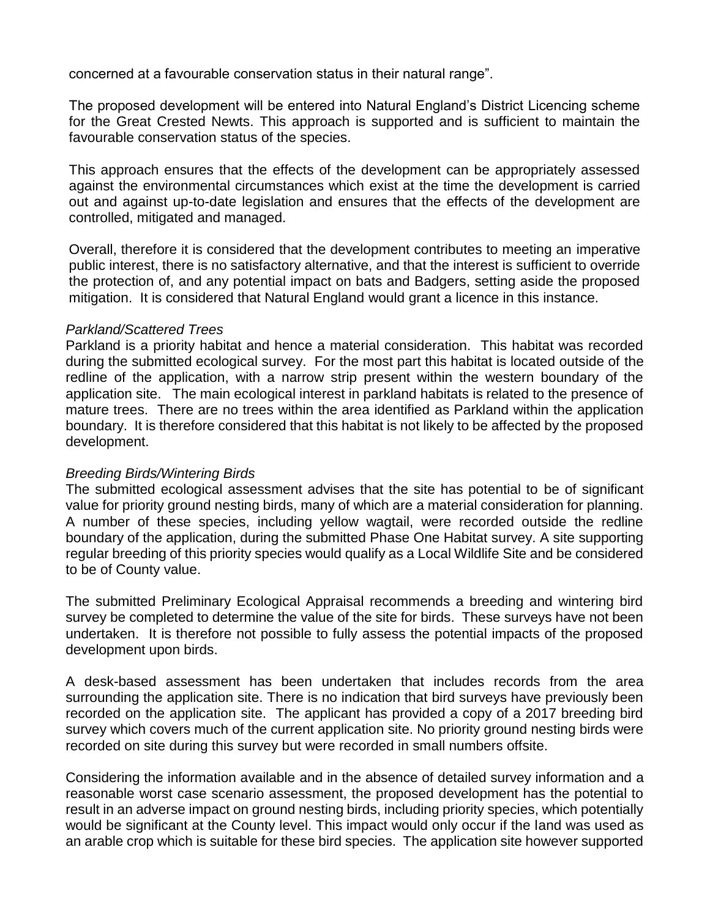concerned at a favourable conservation status in their natural range".

The proposed development will be entered into Natural England's District Licencing scheme for the Great Crested Newts. This approach is supported and is sufficient to maintain the favourable conservation status of the species.

This approach ensures that the effects of the development can be appropriately assessed against the environmental circumstances which exist at the time the development is carried out and against up-to-date legislation and ensures that the effects of the development are controlled, mitigated and managed.

Overall, therefore it is considered that the development contributes to meeting an imperative public interest, there is no satisfactory alternative, and that the interest is sufficient to override the protection of, and any potential impact on bats and Badgers, setting aside the proposed mitigation. It is considered that Natural England would grant a licence in this instance.

*Parkland/Scattered Trees*
Parkland is a priority habitat and hence a material consideration. This habitat was recorded during the submitted ecological survey. For the most part this habitat is located outside of the redline of the application, with a narrow strip present within the western boundary of the application site. The main ecological interest in parkland habitats is related to the presence of mature trees. There are no trees within the area identified as Parkland within the application boundary. It is therefore considered that this habitat is not likely to be affected by the proposed development.

*Breeding Birds/Wintering Birds*
The submitted ecological assessment advises that the site has potential to be of significant value for priority ground nesting birds, many of which are a material consideration for planning. A number of these species, including yellow wagtail, were recorded outside the redline boundary of the application, during the submitted Phase One Habitat survey. A site supporting regular breeding of this priority species would qualify as a Local Wildlife Site and be considered to be of County value.

The submitted Preliminary Ecological Appraisal recommends a breeding and wintering bird survey be completed to determine the value of the site for birds. These surveys have not been undertaken. It is therefore not possible to fully assess the potential impacts of the proposed development upon birds.

A desk-based assessment has been undertaken that includes records from the area surrounding the application site. There is no indication that bird surveys have previously been recorded on the application site. The applicant has provided a copy of a 2017 breeding bird survey which covers much of the current application site. No priority ground nesting birds were recorded on site during this survey but were recorded in small numbers offsite.

Considering the information available and in the absence of detailed survey information and a reasonable worst case scenario assessment, the proposed development has the potential to result in an adverse impact on ground nesting birds, including priority species, which potentially would be significant at the County level. This impact would only occur if the land was used as an arable crop which is suitable for these bird species. The application site however supported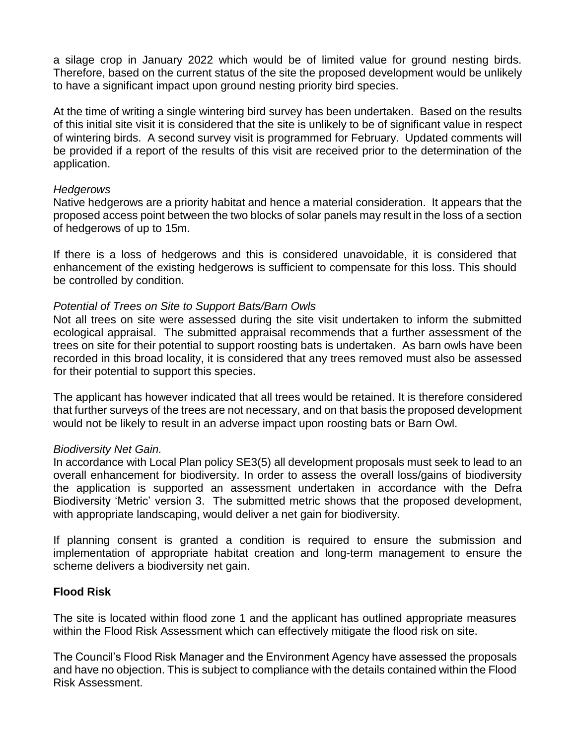a silage crop in January 2022 which would be of limited value for ground nesting birds. Therefore, based on the current status of the site the proposed development would be unlikely to have a significant impact upon ground nesting priority bird species.

At the time of writing a single wintering bird survey has been undertaken. Based on the results of this initial site visit it is considered that the site is unlikely to be of significant value in respect of wintering birds. A second survey visit is programmed for February. Updated comments will be provided if a report of the results of this visit are received prior to the determination of the application.

*Hedgerows*

Native hedgerows are a priority habitat and hence a material consideration. It appears that the proposed access point between the two blocks of solar panels may result in the loss of a section of hedgerows of up to 15m.

If there is a loss of hedgerows and this is considered unavoidable, it is considered that enhancement of the existing hedgerows is sufficient to compensate for this loss. This should be controlled by condition.

*Potential of Trees on Site to Support Bats/Barn Owls*

Not all trees on site were assessed during the site visit undertaken to inform the submitted ecological appraisal. The submitted appraisal recommends that a further assessment of the trees on site for their potential to support roosting bats is undertaken. As barn owls have been recorded in this broad locality, it is considered that any trees removed must also be assessed for their potential to support this species.

The applicant has however indicated that all trees would be retained. It is therefore considered that further surveys of the trees are not necessary, and on that basis the proposed development would not be likely to result in an adverse impact upon roosting bats or Barn Owl.

*Biodiversity Net Gain.*

In accordance with Local Plan policy SE3(5) all development proposals must seek to lead to an overall enhancement for biodiversity. In order to assess the overall loss/gains of biodiversity the application is supported an assessment undertaken in accordance with the Defra Biodiversity 'Metric' version 3. The submitted metric shows that the proposed development, with appropriate landscaping, would deliver a net gain for biodiversity.

If planning consent is granted a condition is required to ensure the submission and implementation of appropriate habitat creation and long-term management to ensure the scheme delivers a biodiversity net gain.

**Flood Risk**

The site is located within flood zone 1 and the applicant has outlined appropriate measures within the Flood Risk Assessment which can effectively mitigate the flood risk on site.

The Council's Flood Risk Manager and the Environment Agency have assessed the proposals and have no objection. This is subject to compliance with the details contained within the Flood Risk Assessment.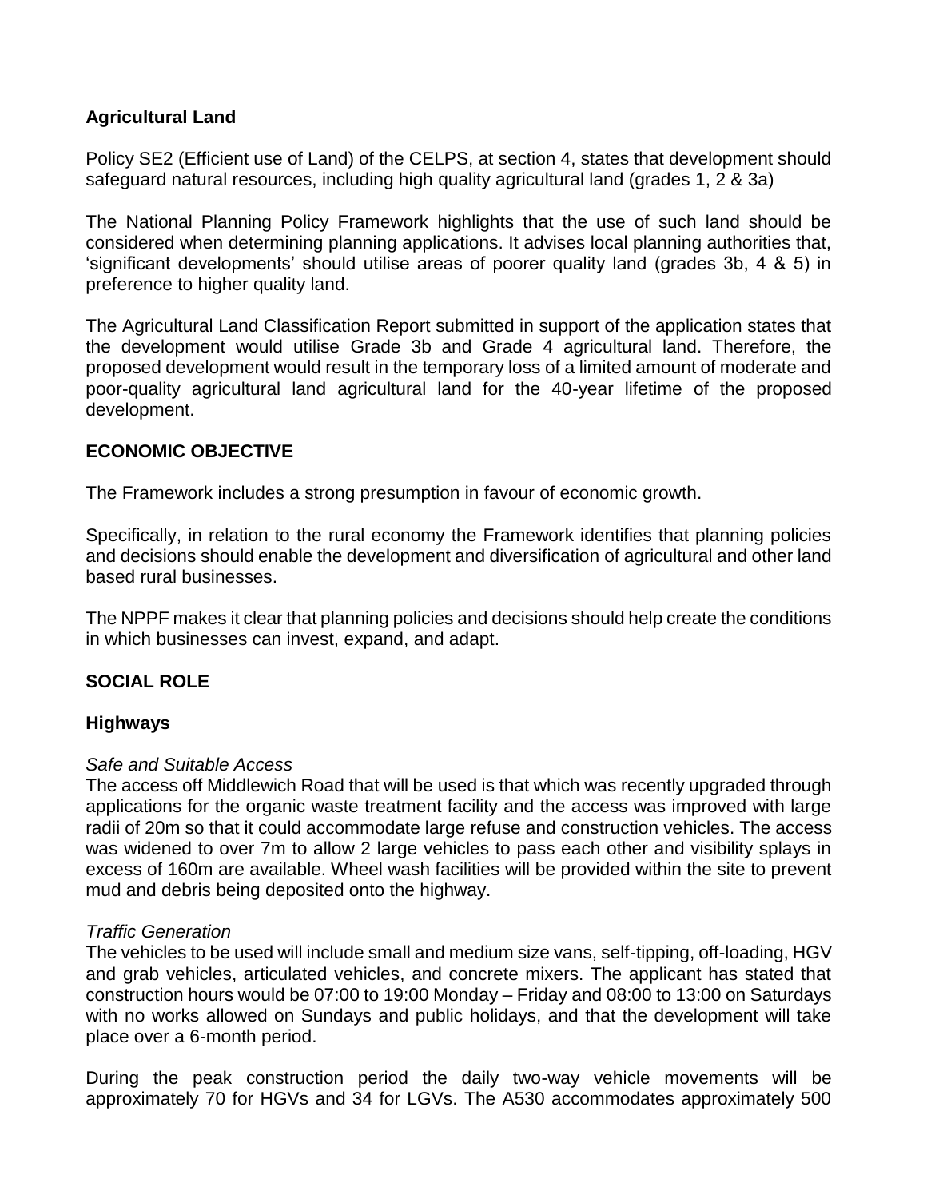## Agricultural Land

Policy SE2 (Efficient use of Land) of the CELPS, at section 4, states that development should safeguard natural resources, including high quality agricultural land (grades 1, 2 & 3a)

The National Planning Policy Framework highlights that the use of such land should be considered when determining planning applications. It advises local planning authorities that, 'significant developments' should utilise areas of poorer quality land (grades 3b, 4 & 5) in preference to higher quality land.

The Agricultural Land Classification Report submitted in support of the application states that the development would utilise Grade 3b and Grade 4 agricultural land. Therefore, the proposed development would result in the temporary loss of a limited amount of moderate and poor-quality agricultural land agricultural land for the 40-year lifetime of the proposed development.

## ECONOMIC OBJECTIVE

The Framework includes a strong presumption in favour of economic growth.

Specifically, in relation to the rural economy the Framework identifies that planning policies and decisions should enable the development and diversification of agricultural and other land based rural businesses.

The NPPF makes it clear that planning policies and decisions should help create the conditions in which businesses can invest, expand, and adapt.

## SOCIAL ROLE

### Highways

*Safe and Suitable Access*
The access off Middlewich Road that will be used is that which was recently upgraded through applications for the organic waste treatment facility and the access was improved with large radii of 20m so that it could accommodate large refuse and construction vehicles. The access was widened to over 7m to allow 2 large vehicles to pass each other and visibility splays in excess of 160m are available. Wheel wash facilities will be provided within the site to prevent mud and debris being deposited onto the highway.

*Traffic Generation*
The vehicles to be used will include small and medium size vans, self-tipping, off-loading, HGV and grab vehicles, articulated vehicles, and concrete mixers. The applicant has stated that construction hours would be 07:00 to 19:00 Monday – Friday and 08:00 to 13:00 on Saturdays with no works allowed on Sundays and public holidays, and that the development will take place over a 6-month period.

During the peak construction period the daily two-way vehicle movements will be approximately 70 for HGVs and 34 for LGVs. The A530 accommodates approximately 500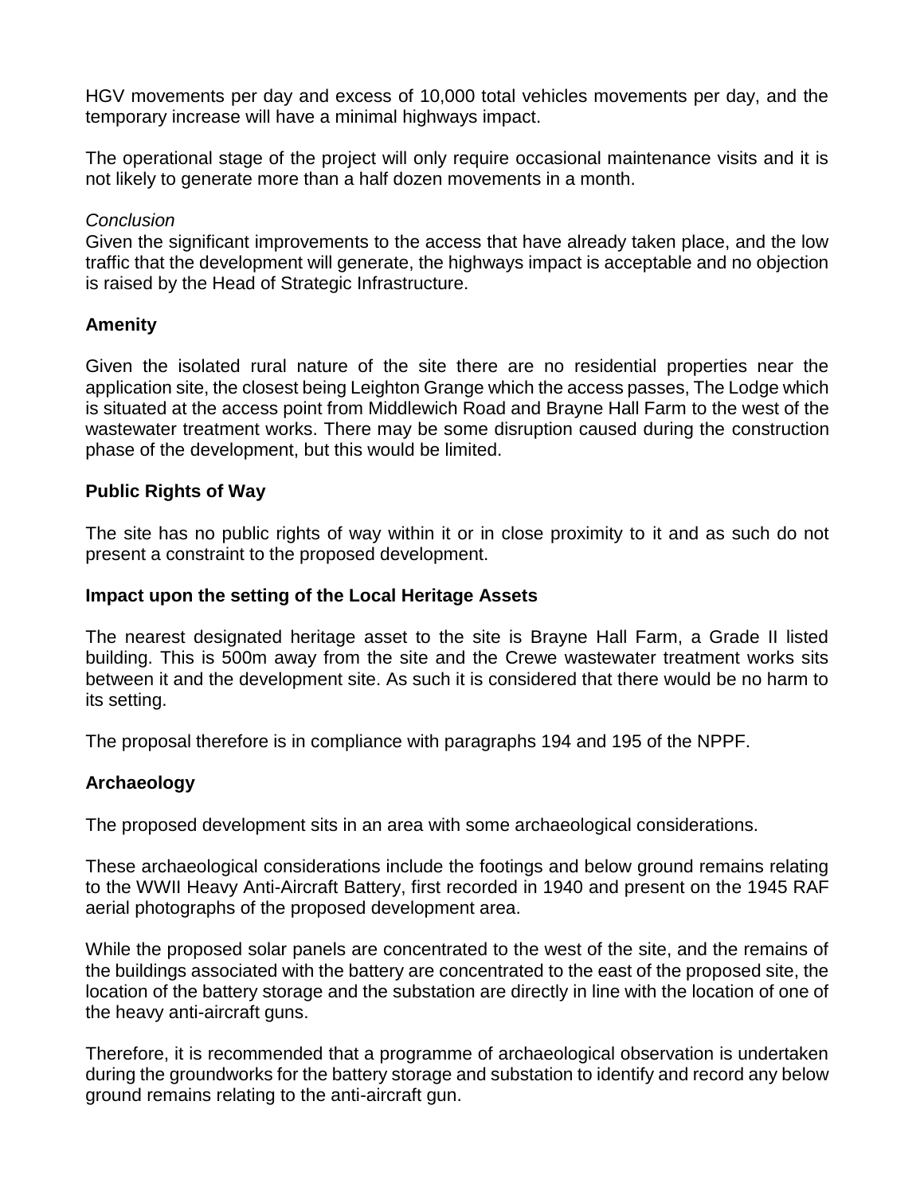HGV movements per day and excess of 10,000 total vehicles movements per day, and the temporary increase will have a minimal highways impact.

The operational stage of the project will only require occasional maintenance visits and it is not likely to generate more than a half dozen movements in a month.

*Conclusion*

Given the significant improvements to the access that have already taken place, and the low traffic that the development will generate, the highways impact is acceptable and no objection is raised by the Head of Strategic Infrastructure.

**Amenity**

Given the isolated rural nature of the site there are no residential properties near the application site, the closest being Leighton Grange which the access passes, The Lodge which is situated at the access point from Middlewich Road and Brayne Hall Farm to the west of the wastewater treatment works. There may be some disruption caused during the construction phase of the development, but this would be limited.

**Public Rights of Way**

The site has no public rights of way within it or in close proximity to it and as such do not present a constraint to the proposed development.

**Impact upon the setting of the Local Heritage Assets**

The nearest designated heritage asset to the site is Brayne Hall Farm, a Grade II listed building. This is 500m away from the site and the Crewe wastewater treatment works sits between it and the development site. As such it is considered that there would be no harm to its setting.

The proposal therefore is in compliance with paragraphs 194 and 195 of the NPPF.

**Archaeology**

The proposed development sits in an area with some archaeological considerations.

These archaeological considerations include the footings and below ground remains relating to the WWII Heavy Anti-Aircraft Battery, first recorded in 1940 and present on the 1945 RAF aerial photographs of the proposed development area.

While the proposed solar panels are concentrated to the west of the site, and the remains of the buildings associated with the battery are concentrated to the east of the proposed site, the location of the battery storage and the substation are directly in line with the location of one of the heavy anti-aircraft guns.

Therefore, it is recommended that a programme of archaeological observation is undertaken during the groundworks for the battery storage and substation to identify and record any below ground remains relating to the anti-aircraft gun.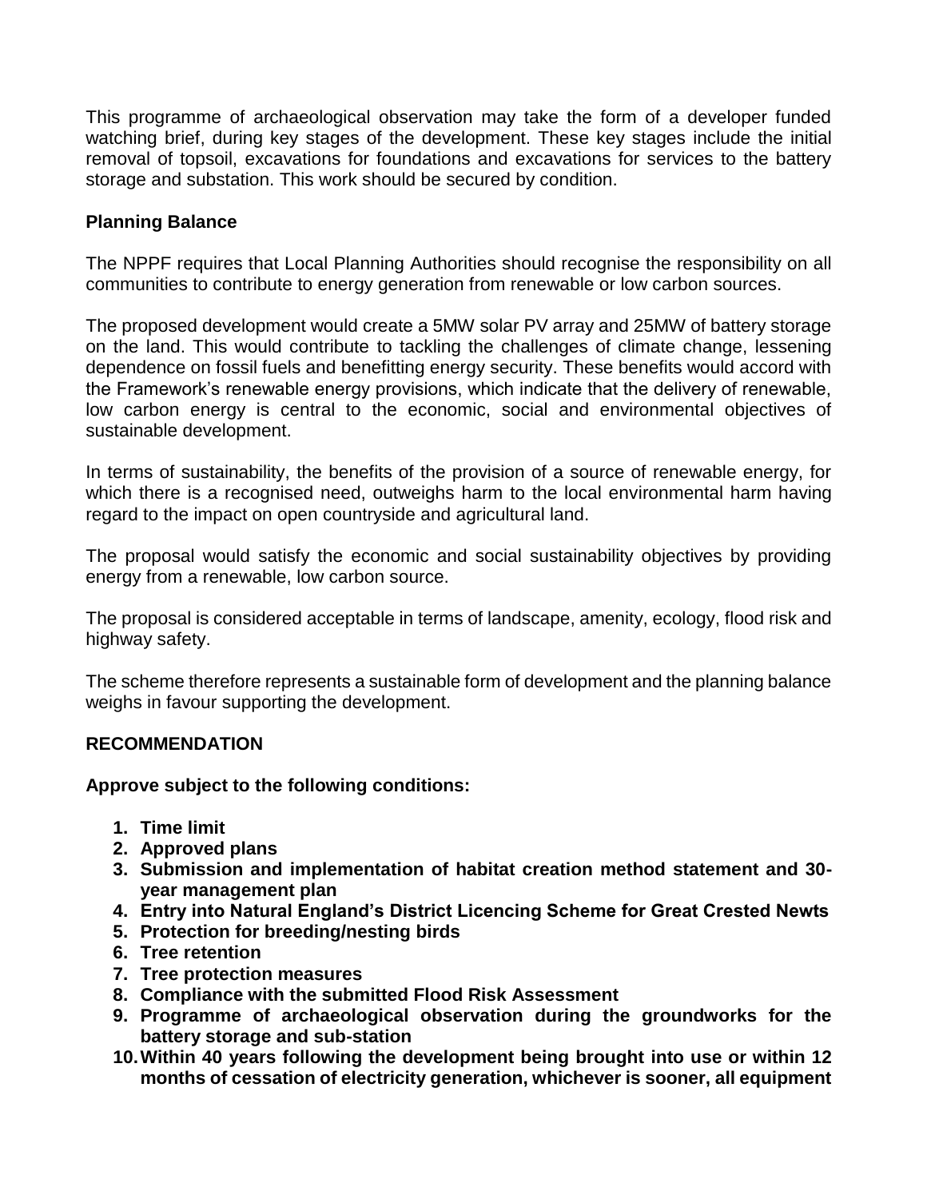This programme of archaeological observation may take the form of a developer funded watching brief, during key stages of the development. These key stages include the initial removal of topsoil, excavations for foundations and excavations for services to the battery storage and substation. This work should be secured by condition.

**Planning Balance**

The NPPF requires that Local Planning Authorities should recognise the responsibility on all communities to contribute to energy generation from renewable or low carbon sources.

The proposed development would create a 5MW solar PV array and 25MW of battery storage on the land. This would contribute to tackling the challenges of climate change, lessening dependence on fossil fuels and benefitting energy security. These benefits would accord with the Framework's renewable energy provisions, which indicate that the delivery of renewable, low carbon energy is central to the economic, social and environmental objectives of sustainable development.

In terms of sustainability, the benefits of the provision of a source of renewable energy, for which there is a recognised need, outweighs harm to the local environmental harm having regard to the impact on open countryside and agricultural land.

The proposal would satisfy the economic and social sustainability objectives by providing energy from a renewable, low carbon source.

The proposal is considered acceptable in terms of landscape, amenity, ecology, flood risk and highway safety.

The scheme therefore represents a sustainable form of development and the planning balance weighs in favour supporting the development.

**RECOMMENDATION**

**Approve subject to the following conditions:**

1. **Time limit**
2. **Approved plans**
3. **Submission and implementation of habitat creation method statement and 30-year management plan**
4. **Entry into Natural England's District Licencing Scheme for Great Crested Newts**
5. **Protection for breeding/nesting birds**
6. **Tree retention**
7. **Tree protection measures**
8. **Compliance with the submitted Flood Risk Assessment**
9. **Programme of archaeological observation during the groundworks for the battery storage and sub-station**
10. **Within 40 years following the development being brought into use or within 12 months of cessation of electricity generation, whichever is sooner, all equipment**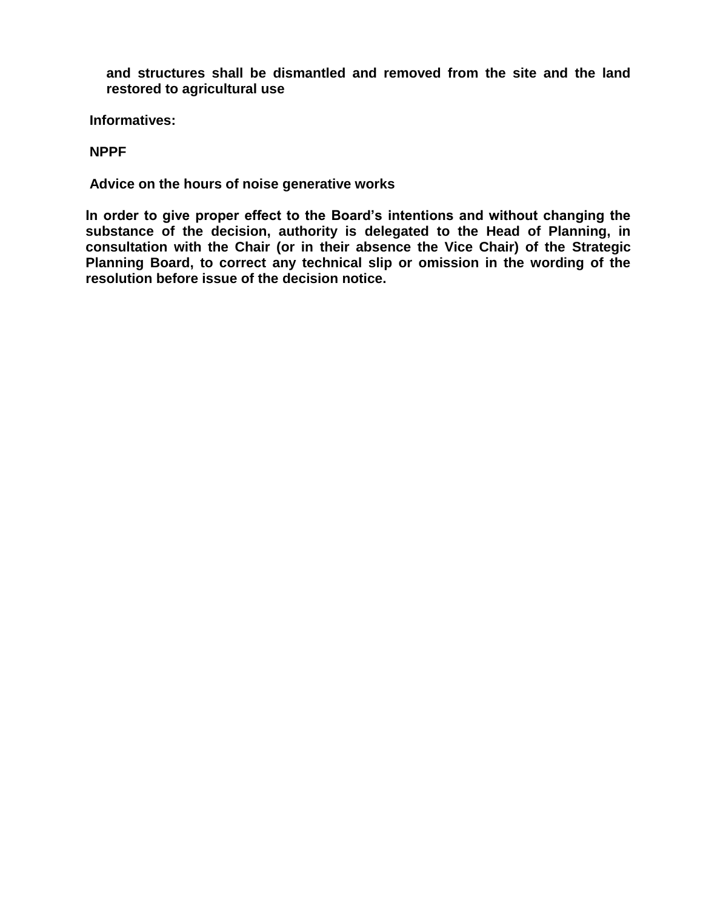**and structures shall be dismantled and removed from the site and the land restored to agricultural use**

**Informatives:**

**NPPF**

**Advice on the hours of noise generative works**

**In order to give proper effect to the Board's intentions and without changing the substance of the decision, authority is delegated to the Head of Planning, in consultation with the Chair (or in their absence the Vice Chair) of the Strategic Planning Board, to correct any technical slip or omission in the wording of the resolution before issue of the decision notice.**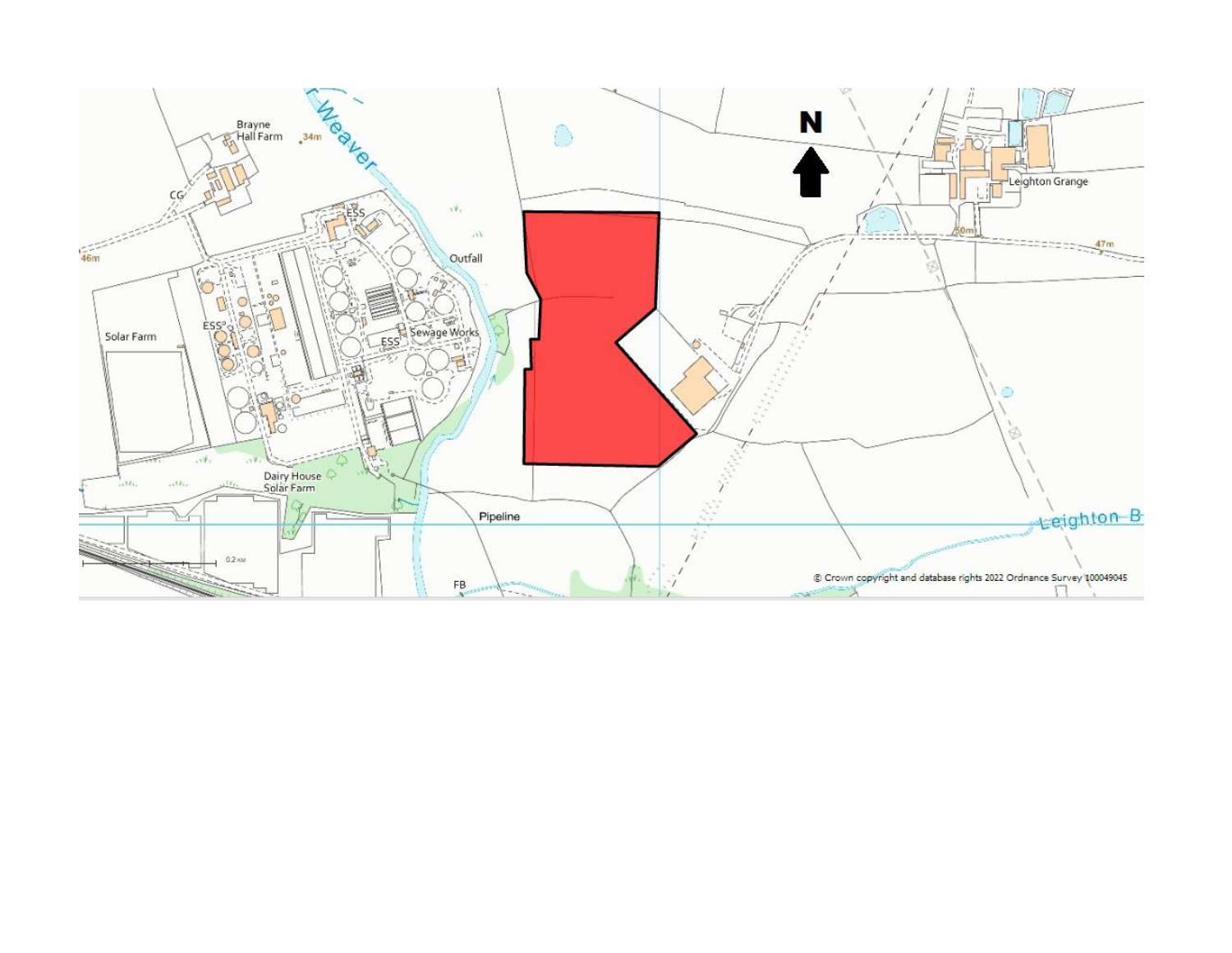N

Brayne Hall Farm

34m

River Weaver

CG

ESS

46m

Outfall

Solar Farm

ESS

ESS

Sewage Works

Dairy House Solar Farm

Pipeline

0.2 KM

FB

Leighton Grange

50m

47m

Leighton B

© Crown copyright and database rights 2022 Ordnance Survey 100049045